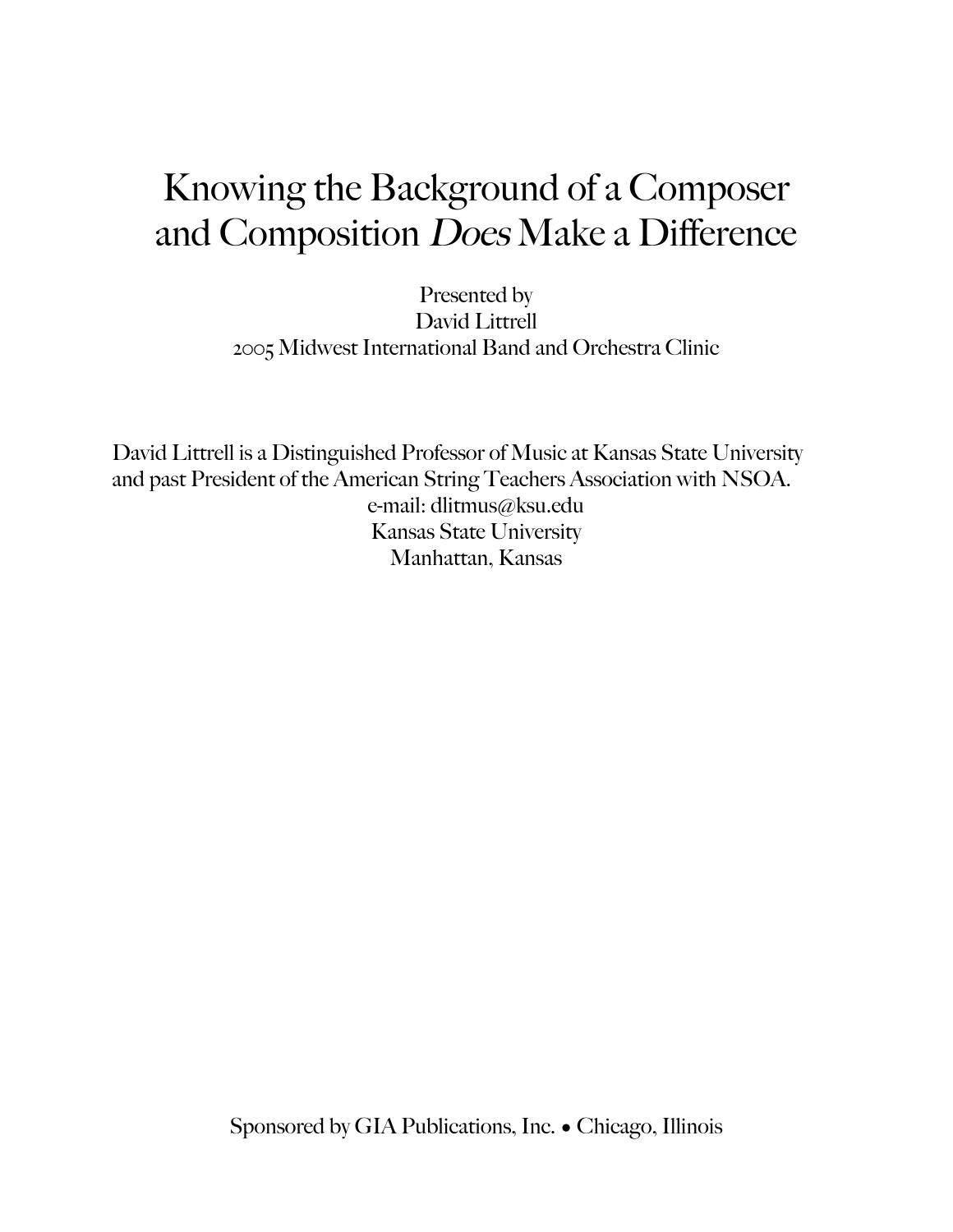# Knowing the Background of a Composer and Composition *Does* Make a Difference

Presented by
David Littrell
2005 Midwest International Band and Orchestra Clinic

David Littrell is a Distinguished Professor of Music at Kansas State University and past President of the American String Teachers Association with NSOA.
e-mail: dlitmus@ksu.edu
Kansas State University
Manhattan, Kansas

Sponsored by GIA Publications, Inc. • Chicago, Illinois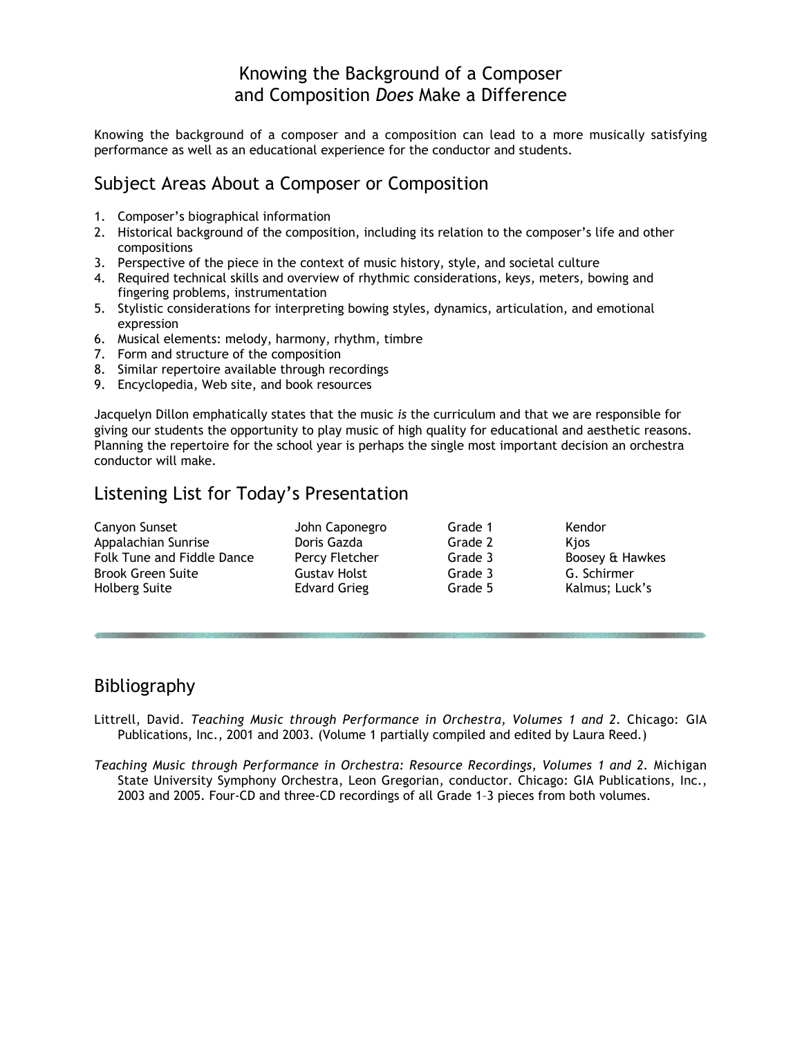# Knowing the Background of a Composer and Composition *Does* Make a Difference

Knowing the background of a composer and a composition can lead to a more musically satisfying performance as well as an educational experience for the conductor and students.

## Subject Areas About a Composer or Composition

1. Composer's biographical information
2. Historical background of the composition, including its relation to the composer's life and other compositions
3. Perspective of the piece in the context of music history, style, and societal culture
4. Required technical skills and overview of rhythmic considerations, keys, meters, bowing and fingering problems, instrumentation
5. Stylistic considerations for interpreting bowing styles, dynamics, articulation, and emotional expression
6. Musical elements: melody, harmony, rhythm, timbre
7. Form and structure of the composition
8. Similar repertoire available through recordings
9. Encyclopedia, Web site, and book resources

Jacquelyn Dillon emphatically states that the music *is* the curriculum and that we are responsible for giving our students the opportunity to play music of high quality for educational and aesthetic reasons. Planning the repertoire for the school year is perhaps the single most important decision an orchestra conductor will make.

## Listening List for Today's Presentation

| | | | |
|---|---|---|---|
| Canyon Sunset | John Caponegro | Grade 1 | Kendor |
| Appalachian Sunrise | Doris Gazda | Grade 2 | Kjos |
| Folk Tune and Fiddle Dance | Percy Fletcher | Grade 3 | Boosey & Hawkes |
| Brook Green Suite | Gustav Holst | Grade 3 | G. Schirmer |
| Holberg Suite | Edvard Grieg | Grade 5 | Kalmus; Luck's |

## Bibliography

Littrell, David. *Teaching Music through Performance in Orchestra, Volumes 1 and 2*. Chicago: GIA Publications, Inc., 2001 and 2003. (Volume 1 partially compiled and edited by Laura Reed.)

*Teaching Music through Performance in Orchestra: Resource Recordings, Volumes 1 and 2*. Michigan State University Symphony Orchestra, Leon Gregorian, conductor. Chicago: GIA Publications, Inc., 2003 and 2005. Four-CD and three-CD recordings of all Grade 1–3 pieces from both volumes.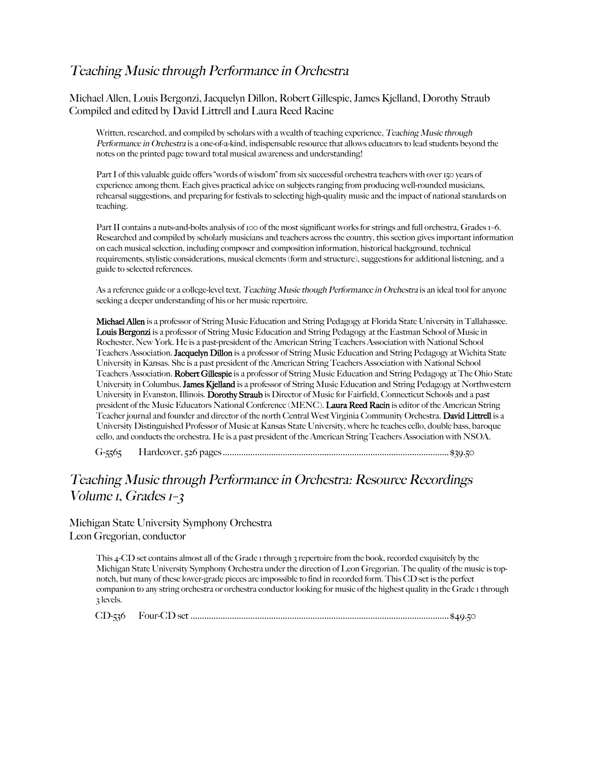## *Teaching Music through Performance in Orchestra*

Michael Allen, Louis Bergonzi, Jacquelyn Dillon, Robert Gillespie, James Kjelland, Dorothy Straub
Compiled and edited by David Littrell and Laura Reed Racine

Written, researched, and compiled by scholars with a wealth of teaching experience, *Teaching Music through Performance in Orchestra* is a one-of-a-kind, indispensable resource that allows educators to lead students beyond the notes on the printed page toward total musical awareness and understanding!

Part I of this valuable guide offers "words of wisdom" from six successful orchestra teachers with over 150 years of experience among them. Each gives practical advice on subjects ranging from producing well-rounded musicians, rehearsal suggestions, and preparing for festivals to selecting high-quality music and the impact of national standards on teaching.

Part II contains a nuts-and-bolts analysis of 100 of the most significant works for strings and full orchestra, Grades 1–6. Researched and compiled by scholarly musicians and teachers across the country, this section gives important information on each musical selection, including composer and composition information, historical background, technical requirements, stylistic considerations, musical elements (form and structure), suggestions for additional listening, and a guide to selected references.

As a reference guide or a college-level text, *Teaching Music though Performance in Orchestra* is an ideal tool for anyone seeking a deeper understanding of his or her music repertoire.

**Michael Allen** is a professor of String Music Education and String Pedagogy at Florida State University in Tallahassee. **Louis Bergonzi** is a professor of String Music Education and String Pedagogy at the Eastman School of Music in Rochester, New York. He is a past-president of the American String Teachers Association with National School Teachers Association. **Jacquelyn Dillon** is a professor of String Music Education and String Pedagogy at Wichita State University in Kansas. She is a past president of the American String Teachers Association with National School Teachers Association. **Robert Gillespie** is a professor of String Music Education and String Pedagogy at The Ohio State University in Columbus. **James Kjelland** is a professor of String Music Education and String Pedagogy at Northwestern University in Evanston, Illinois. **Dorothy Straub** is Director of Music for Fairfield, Connecticut Schools and a past president of the Music Educators National Conference (MENC). **Laura Reed Racin** is editor of the American String Teacher journal and founder and director of the north Central West Virginia Community Orchestra. **David Littrell** is a University Distinguished Professor of Music at Kansas State University, where he teaches cello, double bass, baroque cello, and conducts the orchestra. He is a past president of the American String Teachers Association with NSOA.

G-5565 Hardcover, 526 pages ............................................................ $39.50

## *Teaching Music through Performance in Orchestra: Resource Recordings Volume 1, Grades 1–3*

Michigan State University Symphony Orchestra
Leon Gregorian, conductor

This 4-CD set contains almost all of the Grade 1 through 3 repertoire from the book, recorded exquisitely by the Michigan State University Symphony Orchestra under the direction of Leon Gregorian. The quality of the music is top-notch, but many of these lower-grade pieces are impossible to find in recorded form. This CD set is the perfect companion to any string orchestra or orchestra conductor looking for music of the highest quality in the Grade 1 through 3 levels.

CD-536 Four-CD set ............................................................ $49.50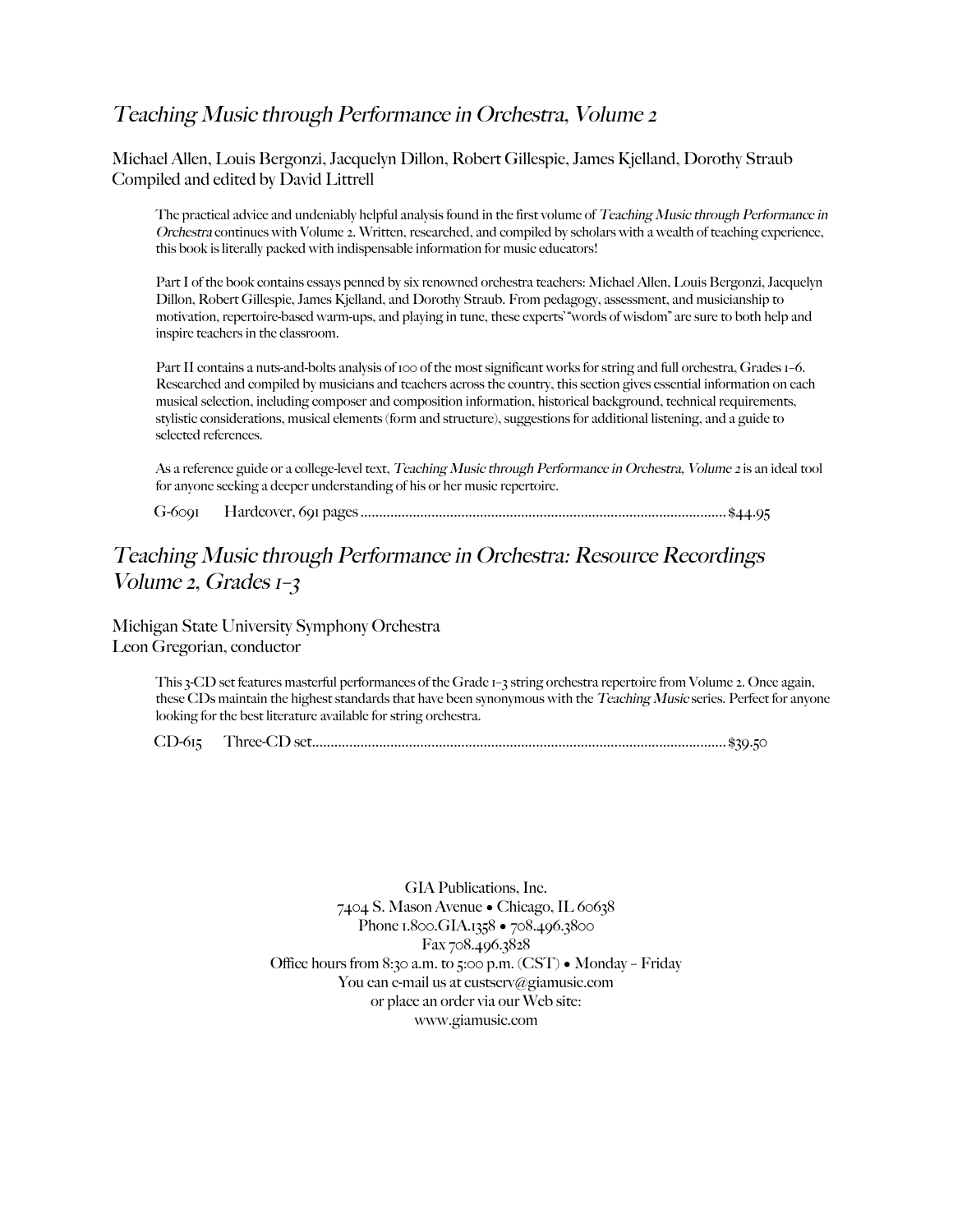## *Teaching Music through Performance in Orchestra, Volume 2*

Michael Allen, Louis Bergonzi, Jacquelyn Dillon, Robert Gillespie, James Kjelland, Dorothy Straub
Compiled and edited by David Littrell

The practical advice and undeniably helpful analysis found in the first volume of *Teaching Music through Performance in Orchestra* continues with Volume 2. Written, researched, and compiled by scholars with a wealth of teaching experience, this book is literally packed with indispensable information for music educators!

Part I of the book contains essays penned by six renowned orchestra teachers: Michael Allen, Louis Bergonzi, Jacquelyn Dillon, Robert Gillespie, James Kjelland, and Dorothy Straub. From pedagogy, assessment, and musicianship to motivation, repertoire-based warm-ups, and playing in tune, these experts' "words of wisdom" are sure to both help and inspire teachers in the classroom.

Part II contains a nuts-and-bolts analysis of 100 of the most significant works for string and full orchestra, Grades 1–6. Researched and compiled by musicians and teachers across the country, this section gives essential information on each musical selection, including composer and composition information, historical background, technical requirements, stylistic considerations, musical elements (form and structure), suggestions for additional listening, and a guide to selected references.

As a reference guide or a college-level text, *Teaching Music through Performance in Orchestra, Volume 2* is an ideal tool for anyone seeking a deeper understanding of his or her music repertoire.

G-6091 Hardcover, 691 pages ........................................ $44.95

## *Teaching Music through Performance in Orchestra: Resource Recordings Volume 2, Grades 1–3*

Michigan State University Symphony Orchestra
Leon Gregorian, conductor

This 3-CD set features masterful performances of the Grade 1–3 string orchestra repertoire from Volume 2. Once again, these CDs maintain the highest standards that have been synonymous with the *Teaching Music* series. Perfect for anyone looking for the best literature available for string orchestra.

CD-615 Three-CD set........................................ $39.50

GIA Publications, Inc.
7404 S. Mason Avenue • Chicago, IL 60638
Phone 1.800.GIA.1358 • 708.496.3800
Fax 708.496.3828
Office hours from 8:30 a.m. to 5:00 p.m. (CST) • Monday – Friday
You can e-mail us at custserv@giamusic.com
or place an order via our Web site:
www.giamusic.com